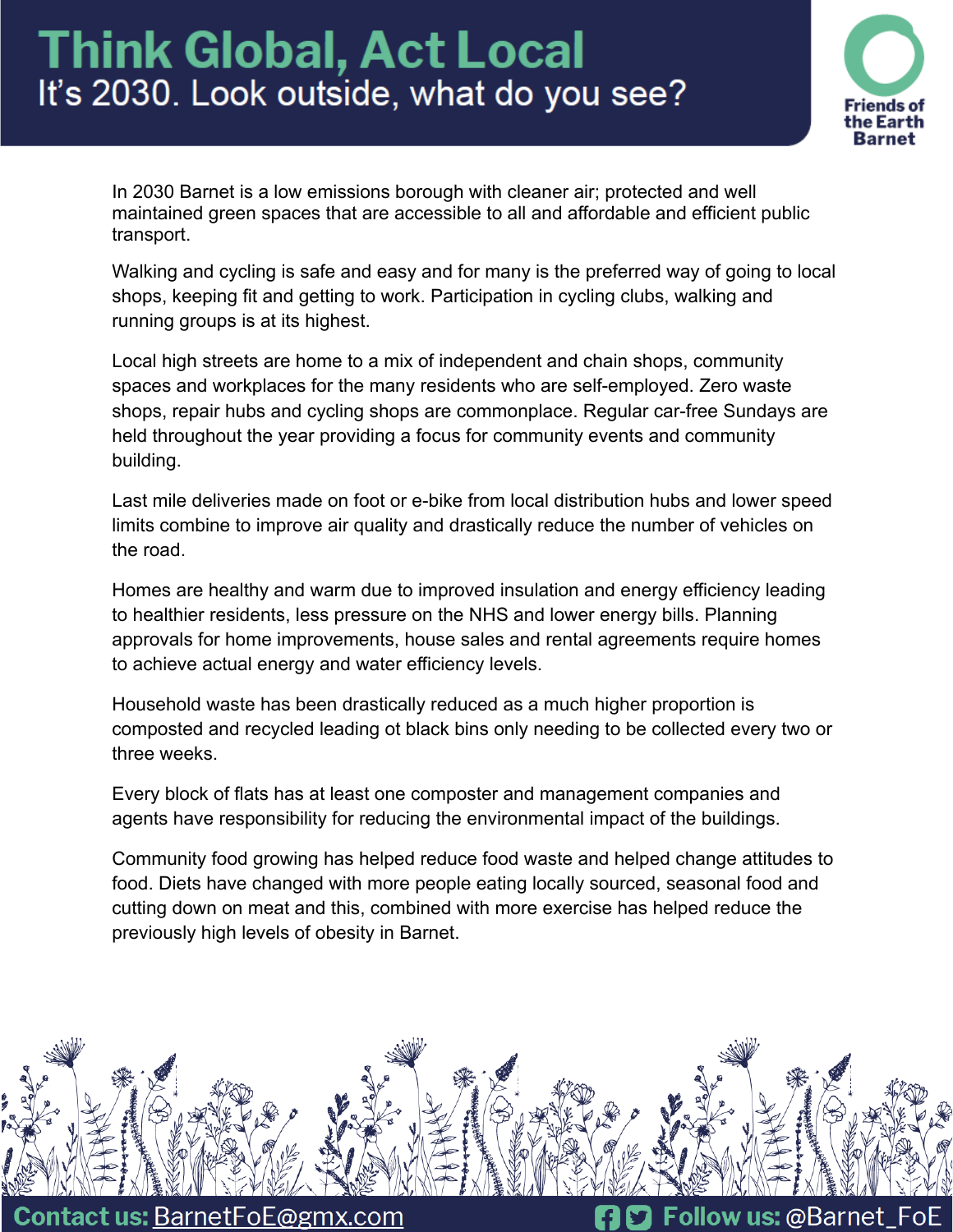# Think Global, Act Local

## It's 2030. Look outside, what do you see?

Friends of the Earth Barnet

In 2030 Barnet is a low emissions borough with cleaner air; protected and well maintained green spaces that are accessible to all and affordable and efficient public transport.

Walking and cycling is safe and easy and for many is the preferred way of going to local shops, keeping fit and getting to work. Participation in cycling clubs, walking and running groups is at its highest.

Local high streets are home to a mix of independent and chain shops, community spaces and workplaces for the many residents who are self-employed. Zero waste shops, repair hubs and cycling shops are commonplace. Regular car-free Sundays are held throughout the year providing a focus for community events and community building.

Last mile deliveries made on foot or e-bike from local distribution hubs and lower speed limits combine to improve air quality and drastically reduce the number of vehicles on the road.

Homes are healthy and warm due to improved insulation and energy efficiency leading to healthier residents, less pressure on the NHS and lower energy bills. Planning approvals for home improvements, house sales and rental agreements require homes to achieve actual energy and water efficiency levels.

Household waste has been drastically reduced as a much higher proportion is composted and recycled leading ot black bins only needing to be collected every two or three weeks.

Every block of flats has at least one composter and management companies and agents have responsibility for reducing the environmental impact of the buildings.

Community food growing has helped reduce food waste and helped change attitudes to food. Diets have changed with more people eating locally sourced, seasonal food and cutting down on meat and this, combined with more exercise has helped reduce the previously high levels of obesity in Barnet.

**Contact us:** BarnetFoE@gmx.com **Follow us:** @Barnet_FoE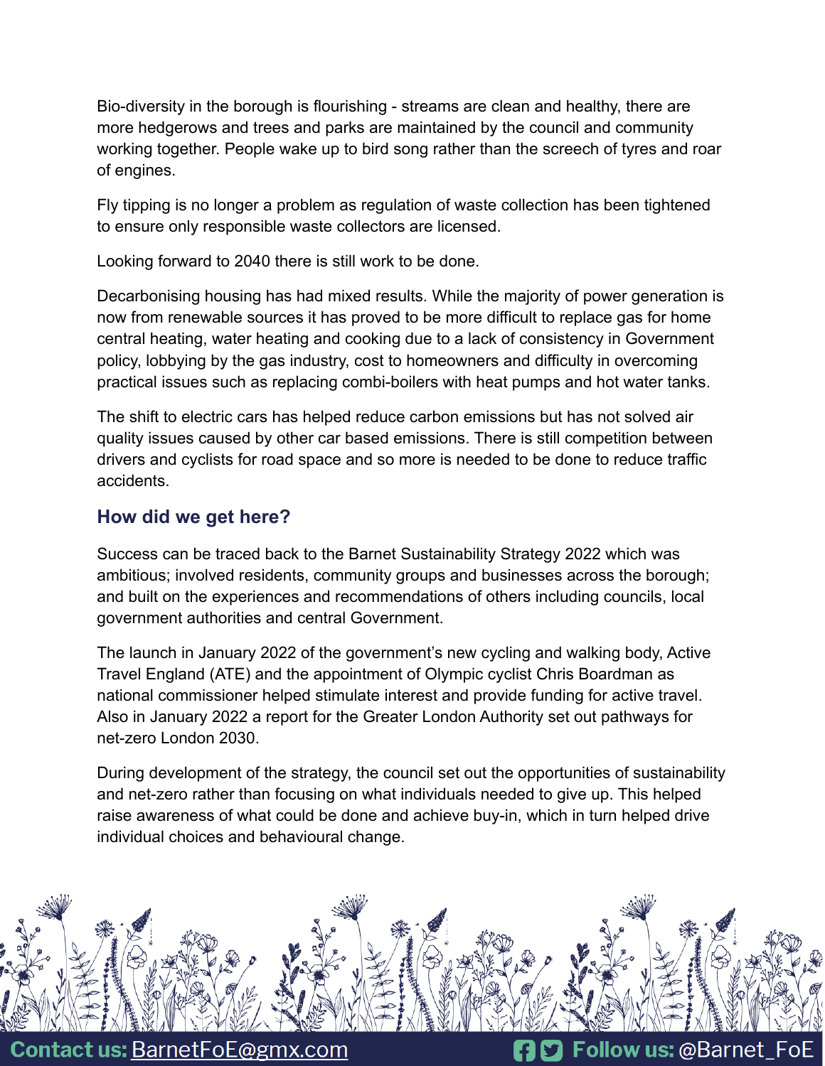Bio-diversity in the borough is flourishing - streams are clean and healthy, there are more hedgerows and trees and parks are maintained by the council and community working together. People wake up to bird song rather than the screech of tyres and roar of engines.

Fly tipping is no longer a problem as regulation of waste collection has been tightened to ensure only responsible waste collectors are licensed.

Looking forward to 2040 there is still work to be done.

Decarbonising housing has had mixed results. While the majority of power generation is now from renewable sources it has proved to be more difficult to replace gas for home central heating, water heating and cooking due to a lack of consistency in Government policy, lobbying by the gas industry, cost to homeowners and difficulty in overcoming practical issues such as replacing combi-boilers with heat pumps and hot water tanks.

The shift to electric cars has helped reduce carbon emissions but has not solved air quality issues caused by other car based emissions. There is still competition between drivers and cyclists for road space and so more is needed to be done to reduce traffic accidents.

## How did we get here?

Success can be traced back to the Barnet Sustainability Strategy 2022 which was ambitious; involved residents, community groups and businesses across the borough; and built on the experiences and recommendations of others including councils, local government authorities and central Government.

The launch in January 2022 of the government's new cycling and walking body, Active Travel England (ATE) and the appointment of Olympic cyclist Chris Boardman as national commissioner helped stimulate interest and provide funding for active travel. Also in January 2022 a report for the Greater London Authority set out pathways for net-zero London 2030.

During development of the strategy, the council set out the opportunities of sustainability and net-zero rather than focusing on what individuals needed to give up. This helped raise awareness of what could be done and achieve buy-in, which in turn helped drive individual choices and behavioural change.

**Contact us:** BarnetFoE@gmx.com **Follow us:** @Barnet_FoE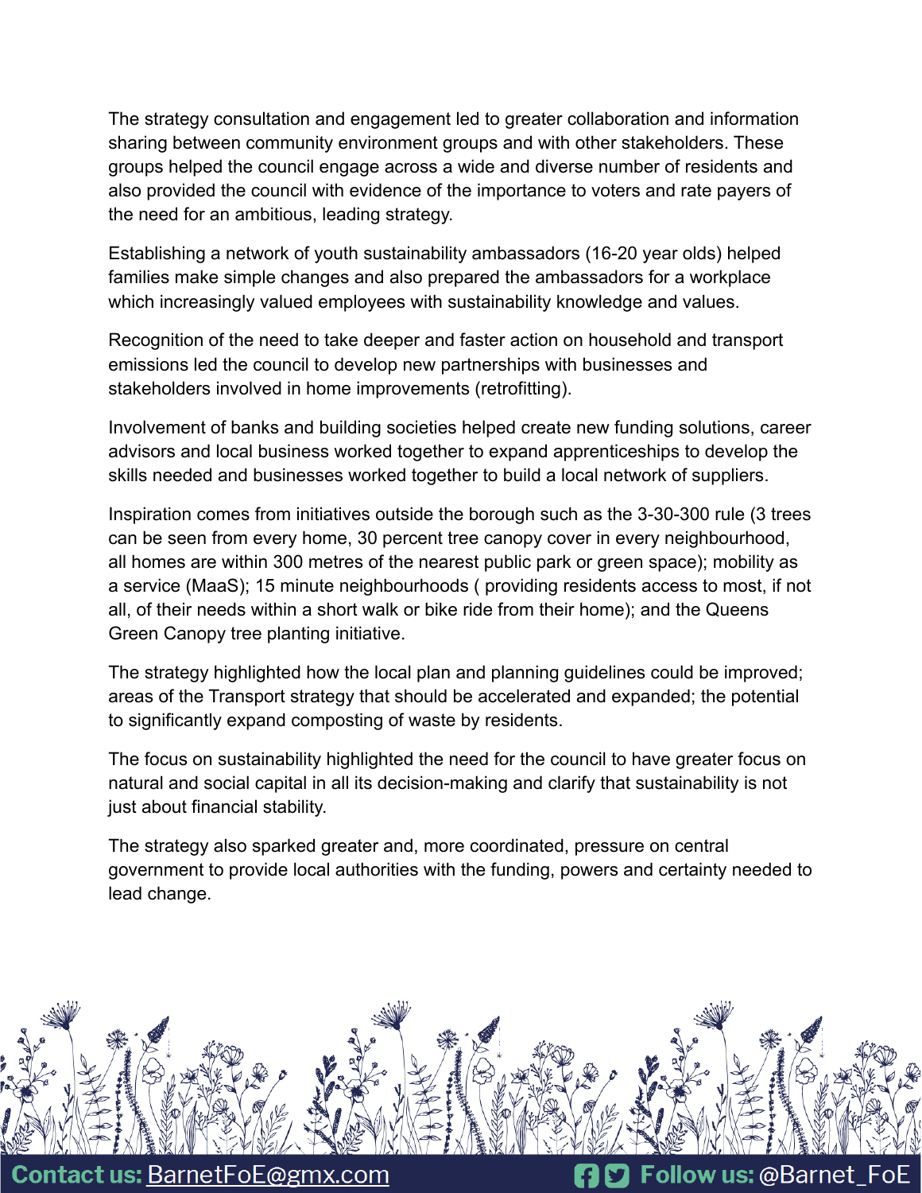The strategy consultation and engagement led to greater collaboration and information sharing between community environment groups and with other stakeholders. These groups helped the council engage across a wide and diverse number of residents and also provided the council with evidence of the importance to voters and rate payers of the need for an ambitious, leading strategy.

Establishing a network of youth sustainability ambassadors (16-20 year olds) helped families make simple changes and also prepared the ambassadors for a workplace which increasingly valued employees with sustainability knowledge and values.

Recognition of the need to take deeper and faster action on household and transport emissions led the council to develop new partnerships with businesses and stakeholders involved in home improvements (retrofitting).

Involvement of banks and building societies helped create new funding solutions, career advisors and local business worked together to expand apprenticeships to develop the skills needed and businesses worked together to build a local network of suppliers.

Inspiration comes from initiatives outside the borough such as the 3-30-300 rule (3 trees can be seen from every home, 30 percent tree canopy cover in every neighbourhood, all homes are within 300 metres of the nearest public park or green space); mobility as a service (MaaS); 15 minute neighbourhoods ( providing residents access to most, if not all, of their needs within a short walk or bike ride from their home); and the Queens Green Canopy tree planting initiative.

The strategy highlighted how the local plan and planning guidelines could be improved; areas of the Transport strategy that should be accelerated and expanded; the potential to significantly expand composting of waste by residents.

The focus on sustainability highlighted the need for the council to have greater focus on natural and social capital in all its decision-making and clarify that sustainability is not just about financial stability.

The strategy also sparked greater and, more coordinated, pressure on central government to provide local authorities with the funding, powers and certainty needed to lead change.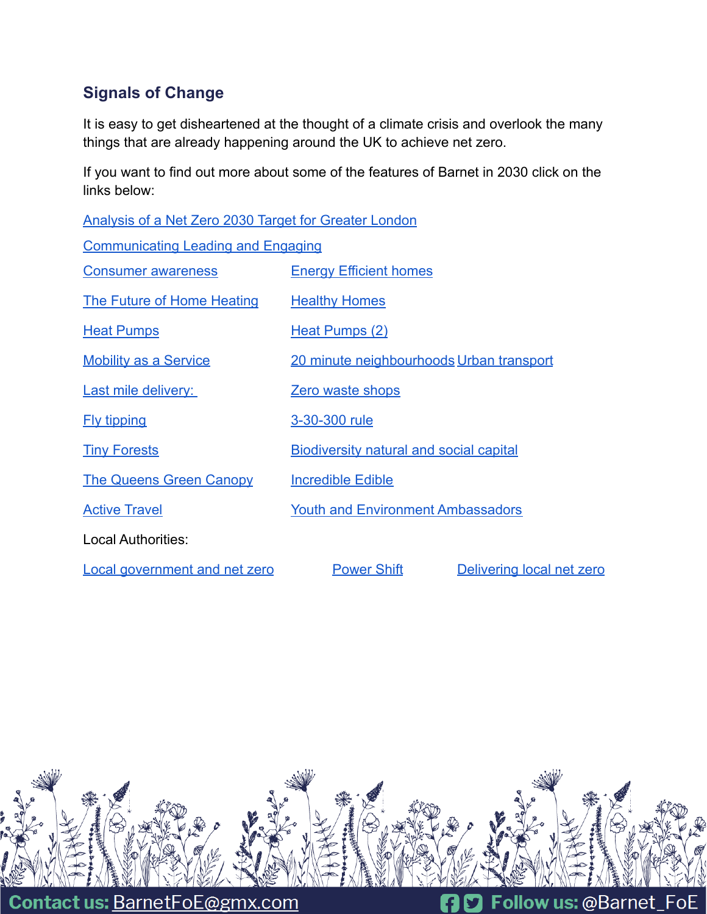## Signals of Change

It is easy to get disheartened at the thought of a climate crisis and overlook the many things that are already happening around the UK to achieve net zero.

If you want to find out more about some of the features of Barnet in 2030 click on the links below:

Analysis of a Net Zero 2030 Target for Greater London

Communicating Leading and Engaging

Consumer awareness

Energy Efficient homes

The Future of Home Heating

Healthy Homes

Heat Pumps

Heat Pumps (2)

Mobility as a Service

20 minute neighbourhoods

Urban transport

Last mile delivery:

Zero waste shops

Fly tipping

3-30-300 rule

Tiny Forests

Biodiversity natural and social capital

The Queens Green Canopy

Incredible Edible

Active Travel

Youth and Environment Ambassadors

Local Authorities:

Local government and net zero

Power Shift

Delivering local net zero

**Contact us:** BarnetFoE@gmx.com **Follow us:** @Barnet_FoE